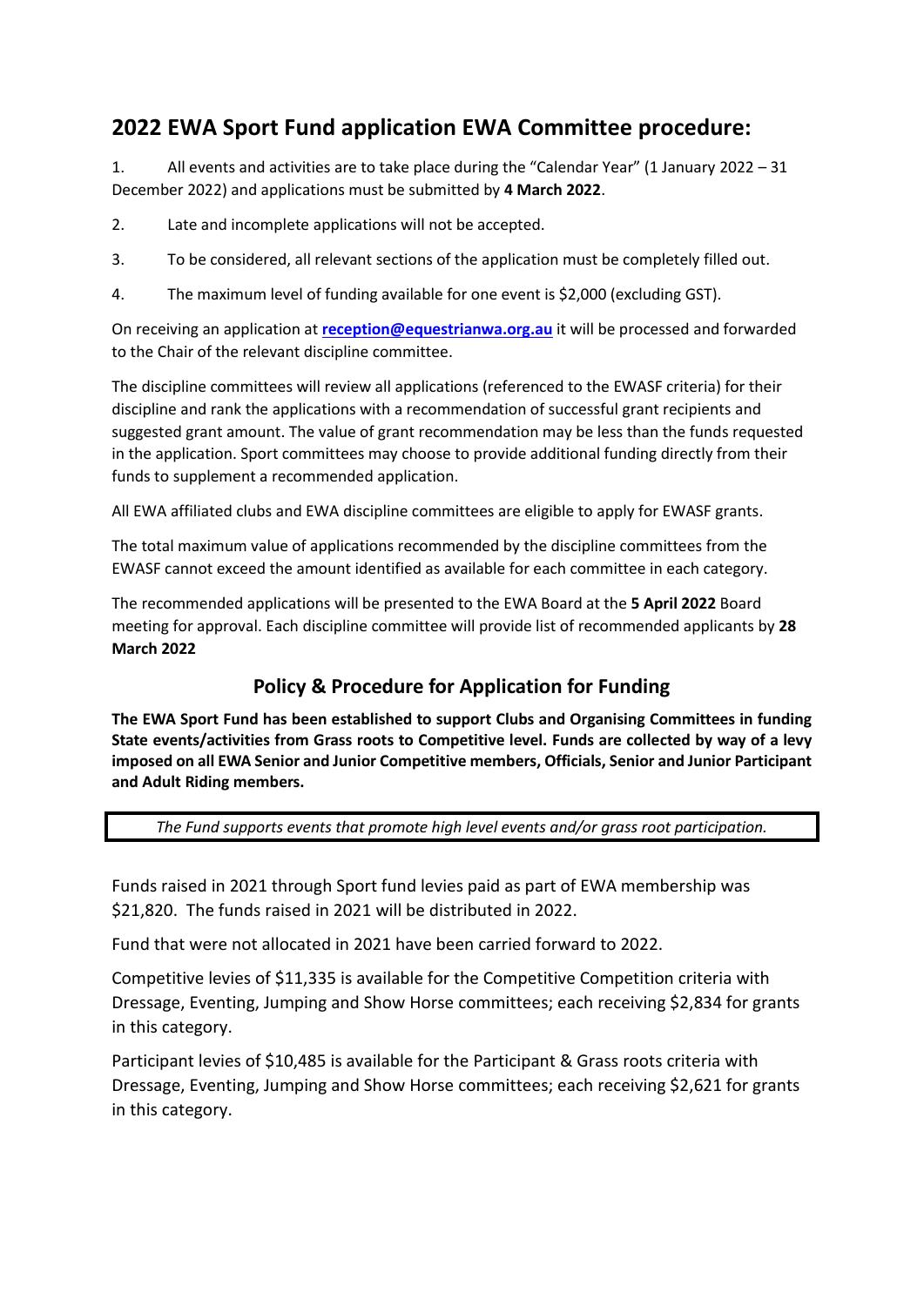# 2022 EWA Sport Fund application EWA Committee procedure:

1. All events and activities are to take place during the "Calendar Year" (1 January 2022 – 31 December 2022) and applications must be submitted by **4 March 2022**.

2. Late and incomplete applications will not be accepted.

3. To be considered, all relevant sections of the application must be completely filled out.

4. The maximum level of funding available for one event is $2,000 (excluding GST).

On receiving an application at **reception@equestrianwa.org.au** it will be processed and forwarded to the Chair of the relevant discipline committee.

The discipline committees will review all applications (referenced to the EWASF criteria) for their discipline and rank the applications with a recommendation of successful grant recipients and suggested grant amount. The value of grant recommendation may be less than the funds requested in the application. Sport committees may choose to provide additional funding directly from their funds to supplement a recommended application.

All EWA affiliated clubs and EWA discipline committees are eligible to apply for EWASF grants.

The total maximum value of applications recommended by the discipline committees from the EWASF cannot exceed the amount identified as available for each committee in each category.

The recommended applications will be presented to the EWA Board at the **5 April 2022** Board meeting for approval. Each discipline committee will provide list of recommended applicants by **28 March 2022**

## Policy & Procedure for Application for Funding

**The EWA Sport Fund has been established to support Clubs and Organising Committees in funding State events/activities from Grass roots to Competitive level. Funds are collected by way of a levy imposed on all EWA Senior and Junior Competitive members, Officials, Senior and Junior Participant and Adult Riding members.**

*The Fund supports events that promote high level events and/or grass root participation.*

Funds raised in 2021 through Sport fund levies paid as part of EWA membership was $21,820. The funds raised in 2021 will be distributed in 2022.

Fund that were not allocated in 2021 have been carried forward to 2022.

Competitive levies of $11,335 is available for the Competitive Competition criteria with Dressage, Eventing, Jumping and Show Horse committees; each receiving $2,834 for grants in this category.

Participant levies of $10,485 is available for the Participant & Grass roots criteria with Dressage, Eventing, Jumping and Show Horse committees; each receiving $2,621 for grants in this category.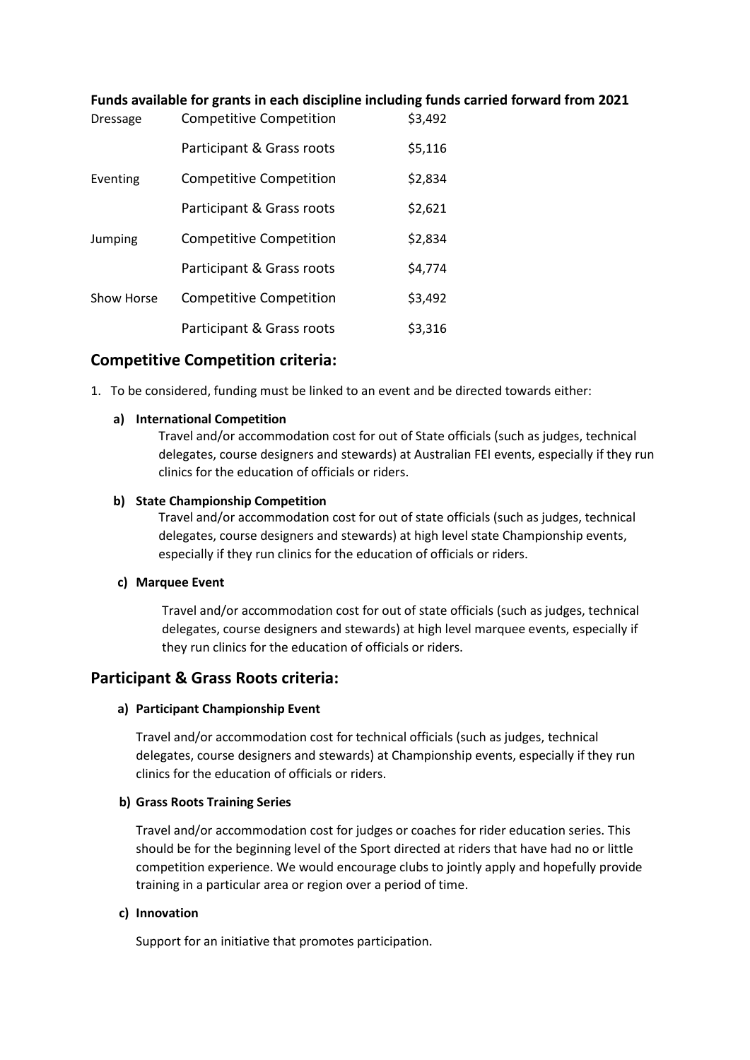**Funds available for grants in each discipline including funds carried forward from 2021**

| | | |
|---|---|---|
| Dressage | Competitive Competition | \$3,492 |
| | Participant & Grass roots | \$5,116 |
| Eventing | Competitive Competition | \$2,834 |
| | Participant & Grass roots | \$2,621 |
| Jumping | Competitive Competition | \$2,834 |
| | Participant & Grass roots | \$4,774 |
| Show Horse | Competitive Competition | \$3,492 |
| | Participant & Grass roots | \$3,316 |

## Competitive Competition criteria:

1. To be considered, funding must be linked to an event and be directed towards either:

   **a) International Competition**

   Travel and/or accommodation cost for out of State officials (such as judges, technical delegates, course designers and stewards) at Australian FEI events, especially if they run clinics for the education of officials or riders.

   **b) State Championship Competition**

   Travel and/or accommodation cost for out of state officials (such as judges, technical delegates, course designers and stewards) at high level state Championship events, especially if they run clinics for the education of officials or riders.

   **c) Marquee Event**

   Travel and/or accommodation cost for out of state officials (such as judges, technical delegates, course designers and stewards) at high level marquee events, especially if they run clinics for the education of officials or riders.

## Participant & Grass Roots criteria:

**a) Participant Championship Event**

Travel and/or accommodation cost for technical officials (such as judges, technical delegates, course designers and stewards) at Championship events, especially if they run clinics for the education of officials or riders.

**b) Grass Roots Training Series**

Travel and/or accommodation cost for judges or coaches for rider education series. This should be for the beginning level of the Sport directed at riders that have had no or little competition experience. We would encourage clubs to jointly apply and hopefully provide training in a particular area or region over a period of time.

**c) Innovation**

Support for an initiative that promotes participation.